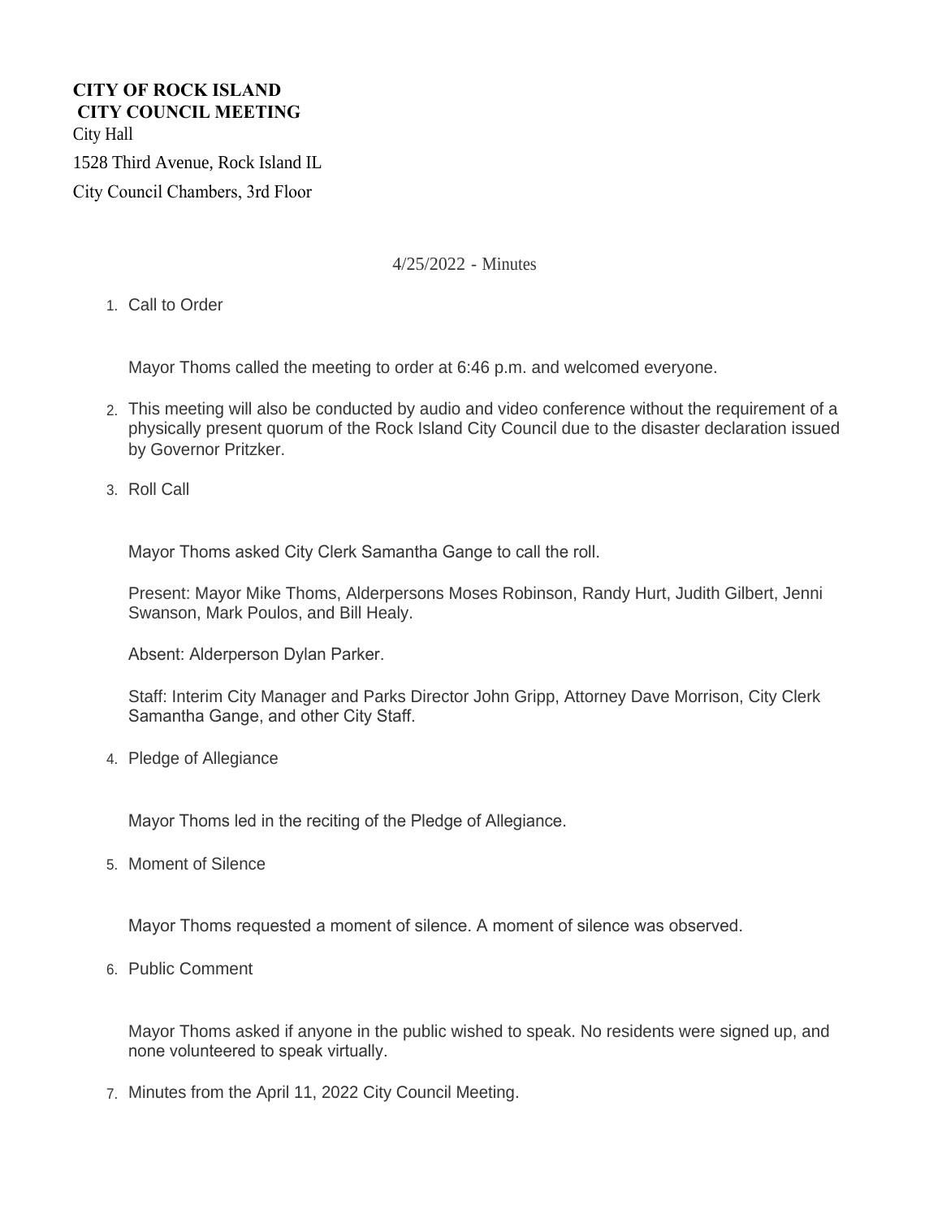**CITY OF ROCK ISLAND**
**CITY COUNCIL MEETING**

City Hall

1528 Third Avenue, Rock Island IL

City Council Chambers, 3rd Floor

4/25/2022 - Minutes

1. Call to Order

   Mayor Thoms called the meeting to order at 6:46 p.m. and welcomed everyone.

2. This meeting will also be conducted by audio and video conference without the requirement of a physically present quorum of the Rock Island City Council due to the disaster declaration issued by Governor Pritzker.

3. Roll Call

   Mayor Thoms asked City Clerk Samantha Gange to call the roll.

   Present: Mayor Mike Thoms, Alderpersons Moses Robinson, Randy Hurt, Judith Gilbert, Jenni Swanson, Mark Poulos, and Bill Healy.

   Absent: Alderperson Dylan Parker.

   Staff: Interim City Manager and Parks Director John Gripp, Attorney Dave Morrison, City Clerk Samantha Gange, and other City Staff.

4. Pledge of Allegiance

   Mayor Thoms led in the reciting of the Pledge of Allegiance.

5. Moment of Silence

   Mayor Thoms requested a moment of silence. A moment of silence was observed.

6. Public Comment

   Mayor Thoms asked if anyone in the public wished to speak. No residents were signed up, and none volunteered to speak virtually.

7. Minutes from the April 11, 2022 City Council Meeting.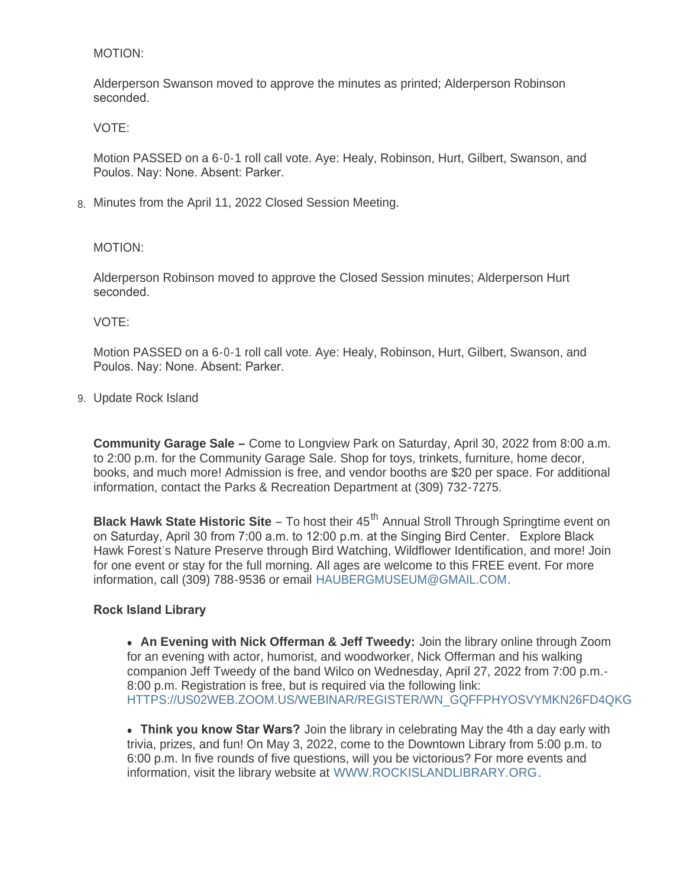MOTION:

Alderperson Swanson moved to approve the minutes as printed; Alderperson Robinson seconded.

VOTE:

Motion PASSED on a 6-0-1 roll call vote. Aye: Healy, Robinson, Hurt, Gilbert, Swanson, and Poulos. Nay: None. Absent: Parker.

8. Minutes from the April 11, 2022 Closed Session Meeting.

MOTION:

Alderperson Robinson moved to approve the Closed Session minutes; Alderperson Hurt seconded.

VOTE:

Motion PASSED on a 6-0-1 roll call vote. Aye: Healy, Robinson, Hurt, Gilbert, Swanson, and Poulos. Nay: None. Absent: Parker.

9. Update Rock Island

**Community Garage Sale –** Come to Longview Park on Saturday, April 30, 2022 from 8:00 a.m. to 2:00 p.m. for the Community Garage Sale. Shop for toys, trinkets, furniture, home decor, books, and much more! Admission is free, and vendor booths are $20 per space. For additional information, contact the Parks & Recreation Department at (309) 732-7275.

**Black Hawk State Historic Site** – To host their 45th Annual Stroll Through Springtime event on on Saturday, April 30 from 7:00 a.m. to 12:00 p.m. at the Singing Bird Center. Explore Black Hawk Forest's Nature Preserve through Bird Watching, Wildflower Identification, and more! Join for one event or stay for the full morning. All ages are welcome to this FREE event. For more information, call (309) 788-9536 or email HAUBERGMUSEUM@GMAIL.COM.

**Rock Island Library**

- **An Evening with Nick Offerman & Jeff Tweedy:** Join the library online through Zoom for an evening with actor, humorist, and woodworker, Nick Offerman and his walking companion Jeff Tweedy of the band Wilco on Wednesday, April 27, 2022 from 7:00 p.m.-8:00 p.m. Registration is free, but is required via the following link: HTTPS://US02WEB.ZOOM.US/WEBINAR/REGISTER/WN_GQFFPHYOSVYMKN26FD4QKG

- **Think you know Star Wars?** Join the library in celebrating May the 4th a day early with trivia, prizes, and fun! On May 3, 2022, come to the Downtown Library from 5:00 p.m. to 6:00 p.m. In five rounds of five questions, will you be victorious? For more events and information, visit the library website at WWW.ROCKISLANDLIBRARY.ORG.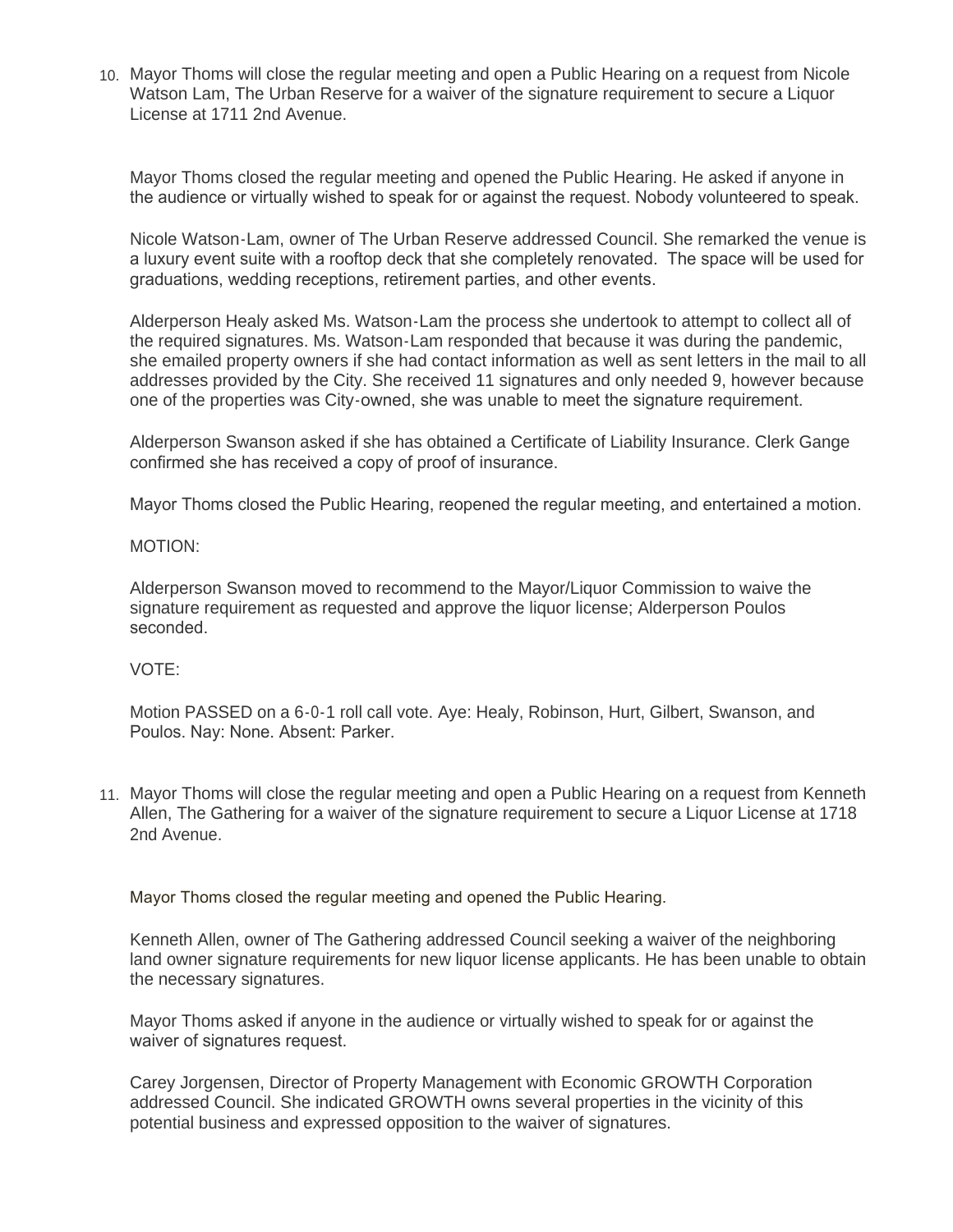10. Mayor Thoms will close the regular meeting and open a Public Hearing on a request from Nicole Watson Lam, The Urban Reserve for a waiver of the signature requirement to secure a Liquor License at 1711 2nd Avenue.

    Mayor Thoms closed the regular meeting and opened the Public Hearing. He asked if anyone in the audience or virtually wished to speak for or against the request. Nobody volunteered to speak.

    Nicole Watson-Lam, owner of The Urban Reserve addressed Council. She remarked the venue is a luxury event suite with a rooftop deck that she completely renovated. The space will be used for graduations, wedding receptions, retirement parties, and other events.

    Alderperson Healy asked Ms. Watson-Lam the process she undertook to attempt to collect all of the required signatures. Ms. Watson-Lam responded that because it was during the pandemic, she emailed property owners if she had contact information as well as sent letters in the mail to all addresses provided by the City. She received 11 signatures and only needed 9, however because one of the properties was City-owned, she was unable to meet the signature requirement.

    Alderperson Swanson asked if she has obtained a Certificate of Liability Insurance. Clerk Gange confirmed she has received a copy of proof of insurance.

    Mayor Thoms closed the Public Hearing, reopened the regular meeting, and entertained a motion.

    MOTION:

    Alderperson Swanson moved to recommend to the Mayor/Liquor Commission to waive the signature requirement as requested and approve the liquor license; Alderperson Poulos seconded.

    VOTE:

    Motion PASSED on a 6-0-1 roll call vote. Aye: Healy, Robinson, Hurt, Gilbert, Swanson, and Poulos. Nay: None. Absent: Parker.

11. Mayor Thoms will close the regular meeting and open a Public Hearing on a request from Kenneth Allen, The Gathering for a waiver of the signature requirement to secure a Liquor License at 1718 2nd Avenue.

    Mayor Thoms closed the regular meeting and opened the Public Hearing.

    Kenneth Allen, owner of The Gathering addressed Council seeking a waiver of the neighboring land owner signature requirements for new liquor license applicants. He has been unable to obtain the necessary signatures.

    Mayor Thoms asked if anyone in the audience or virtually wished to speak for or against the waiver of signatures request.

    Carey Jorgensen, Director of Property Management with Economic GROWTH Corporation addressed Council. She indicated GROWTH owns several properties in the vicinity of this potential business and expressed opposition to the waiver of signatures.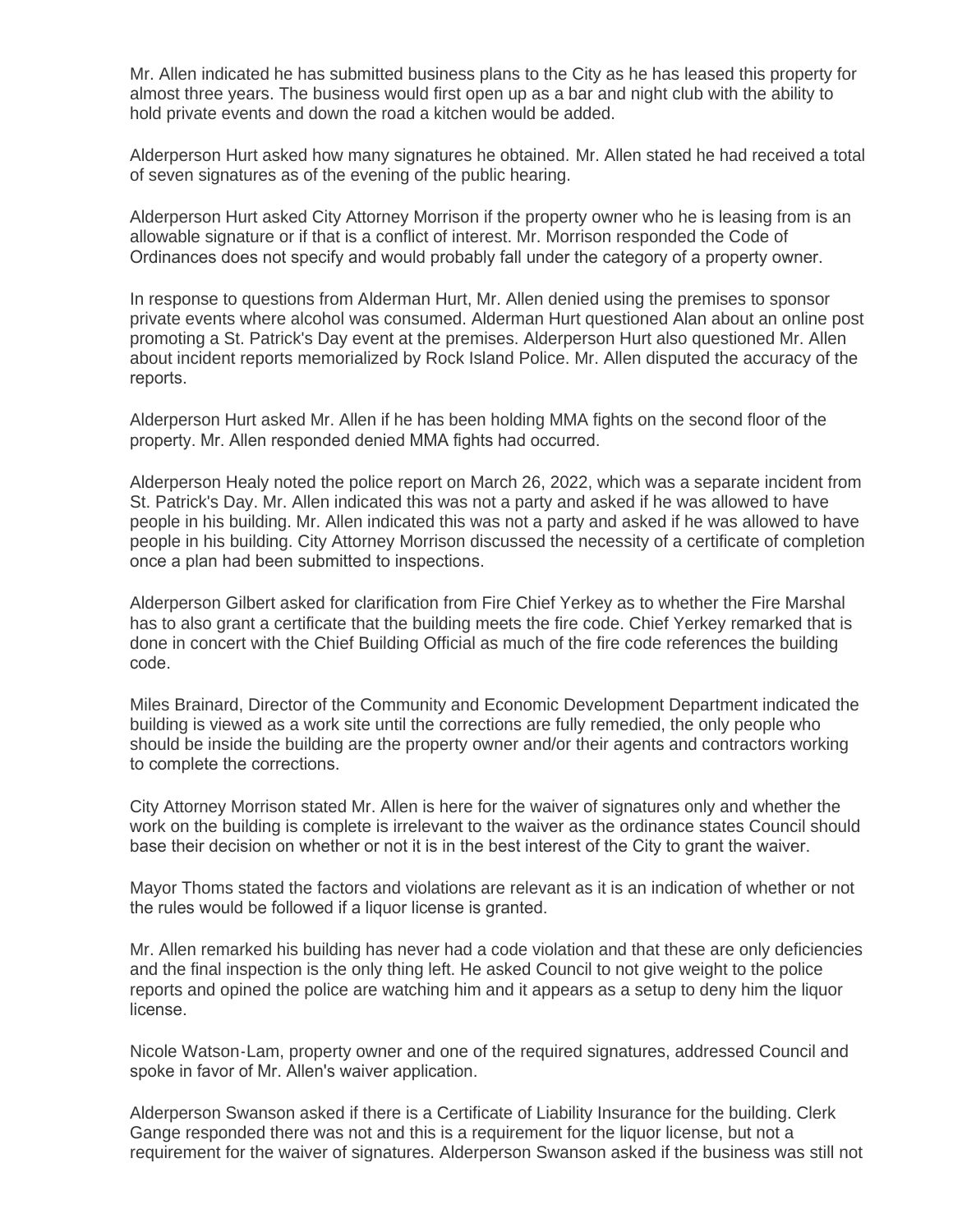Mr. Allen indicated he has submitted business plans to the City as he has leased this property for almost three years. The business would first open up as a bar and night club with the ability to hold private events and down the road a kitchen would be added.

Alderperson Hurt asked how many signatures he obtained. Mr. Allen stated he had received a total of seven signatures as of the evening of the public hearing.

Alderperson Hurt asked City Attorney Morrison if the property owner who he is leasing from is an allowable signature or if that is a conflict of interest. Mr. Morrison responded the Code of Ordinances does not specify and would probably fall under the category of a property owner.

In response to questions from Alderman Hurt, Mr. Allen denied using the premises to sponsor private events where alcohol was consumed. Alderman Hurt questioned Alan about an online post promoting a St. Patrick's Day event at the premises. Alderperson Hurt also questioned Mr. Allen about incident reports memorialized by Rock Island Police. Mr. Allen disputed the accuracy of the reports.

Alderperson Hurt asked Mr. Allen if he has been holding MMA fights on the second floor of the property. Mr. Allen responded denied MMA fights had occurred.

Alderperson Healy noted the police report on March 26, 2022, which was a separate incident from St. Patrick's Day. Mr. Allen indicated this was not a party and asked if he was allowed to have people in his building. Mr. Allen indicated this was not a party and asked if he was allowed to have people in his building. City Attorney Morrison discussed the necessity of a certificate of completion once a plan had been submitted to inspections.

Alderperson Gilbert asked for clarification from Fire Chief Yerkey as to whether the Fire Marshal has to also grant a certificate that the building meets the fire code. Chief Yerkey remarked that is done in concert with the Chief Building Official as much of the fire code references the building code.

Miles Brainard, Director of the Community and Economic Development Department indicated the building is viewed as a work site until the corrections are fully remedied, the only people who should be inside the building are the property owner and/or their agents and contractors working to complete the corrections.

City Attorney Morrison stated Mr. Allen is here for the waiver of signatures only and whether the work on the building is complete is irrelevant to the waiver as the ordinance states Council should base their decision on whether or not it is in the best interest of the City to grant the waiver.

Mayor Thoms stated the factors and violations are relevant as it is an indication of whether or not the rules would be followed if a liquor license is granted.

Mr. Allen remarked his building has never had a code violation and that these are only deficiencies and the final inspection is the only thing left. He asked Council to not give weight to the police reports and opined the police are watching him and it appears as a setup to deny him the liquor license.

Nicole Watson-Lam, property owner and one of the required signatures, addressed Council and spoke in favor of Mr. Allen's waiver application.

Alderperson Swanson asked if there is a Certificate of Liability Insurance for the building. Clerk Gange responded there was not and this is a requirement for the liquor license, but not a requirement for the waiver of signatures. Alderperson Swanson asked if the business was still not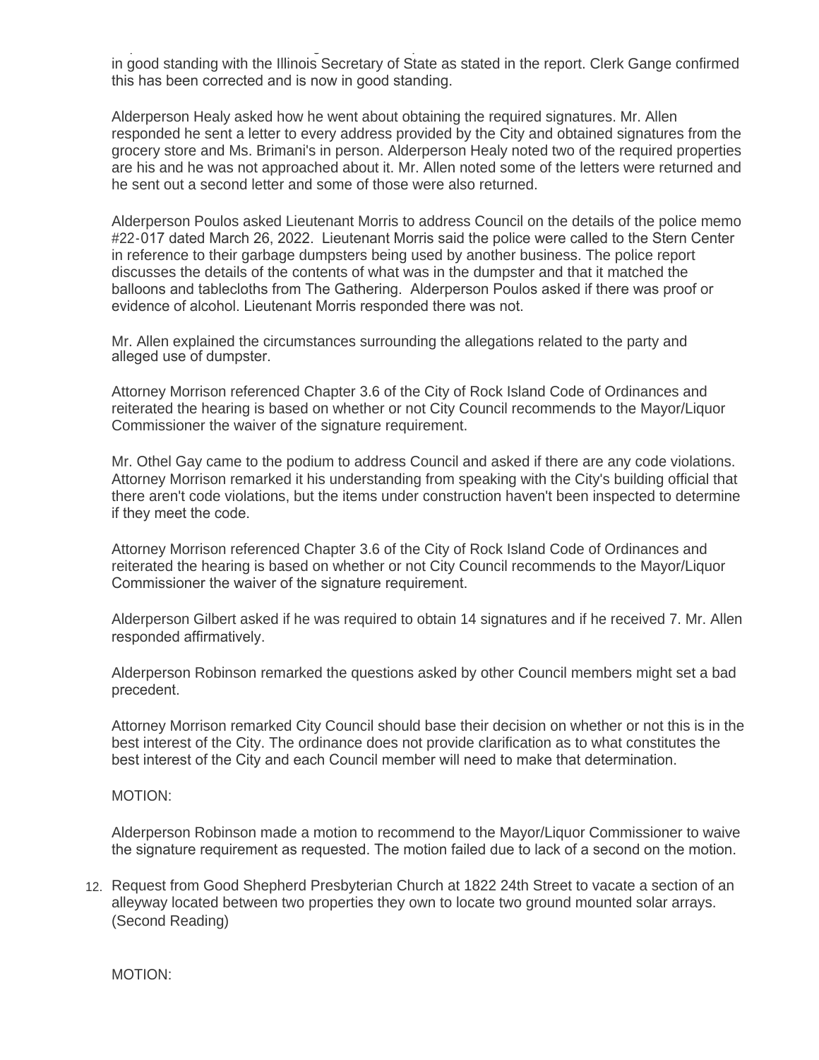in good standing with the Illinois Secretary of State as stated in the report. Clerk Gange confirmed this has been corrected and is now in good standing.

Alderperson Healy asked how he went about obtaining the required signatures. Mr. Allen responded he sent a letter to every address provided by the City and obtained signatures from the grocery store and Ms. Brimani's in person. Alderperson Healy noted two of the required properties are his and he was not approached about it. Mr. Allen noted some of the letters were returned and he sent out a second letter and some of those were also returned.

Alderperson Poulos asked Lieutenant Morris to address Council on the details of the police memo #22-017 dated March 26, 2022. Lieutenant Morris said the police were called to the Stern Center in reference to their garbage dumpsters being used by another business. The police report discusses the details of the contents of what was in the dumpster and that it matched the balloons and tablecloths from The Gathering. Alderperson Poulos asked if there was proof or evidence of alcohol. Lieutenant Morris responded there was not.

Mr. Allen explained the circumstances surrounding the allegations related to the party and alleged use of dumpster.

Attorney Morrison referenced Chapter 3.6 of the City of Rock Island Code of Ordinances and reiterated the hearing is based on whether or not City Council recommends to the Mayor/Liquor Commissioner the waiver of the signature requirement.

Mr. Othel Gay came to the podium to address Council and asked if there are any code violations. Attorney Morrison remarked it his understanding from speaking with the City's building official that there aren't code violations, but the items under construction haven't been inspected to determine if they meet the code.

Attorney Morrison referenced Chapter 3.6 of the City of Rock Island Code of Ordinances and reiterated the hearing is based on whether or not City Council recommends to the Mayor/Liquor Commissioner the waiver of the signature requirement.

Alderperson Gilbert asked if he was required to obtain 14 signatures and if he received 7. Mr. Allen responded affirmatively.

Alderperson Robinson remarked the questions asked by other Council members might set a bad precedent.

Attorney Morrison remarked City Council should base their decision on whether or not this is in the best interest of the City. The ordinance does not provide clarification as to what constitutes the best interest of the City and each Council member will need to make that determination.

MOTION:

Alderperson Robinson made a motion to recommend to the Mayor/Liquor Commissioner to waive the signature requirement as requested. The motion failed due to lack of a second on the motion.

12. Request from Good Shepherd Presbyterian Church at 1822 24th Street to vacate a section of an alleyway located between two properties they own to locate two ground mounted solar arrays. (Second Reading)

MOTION: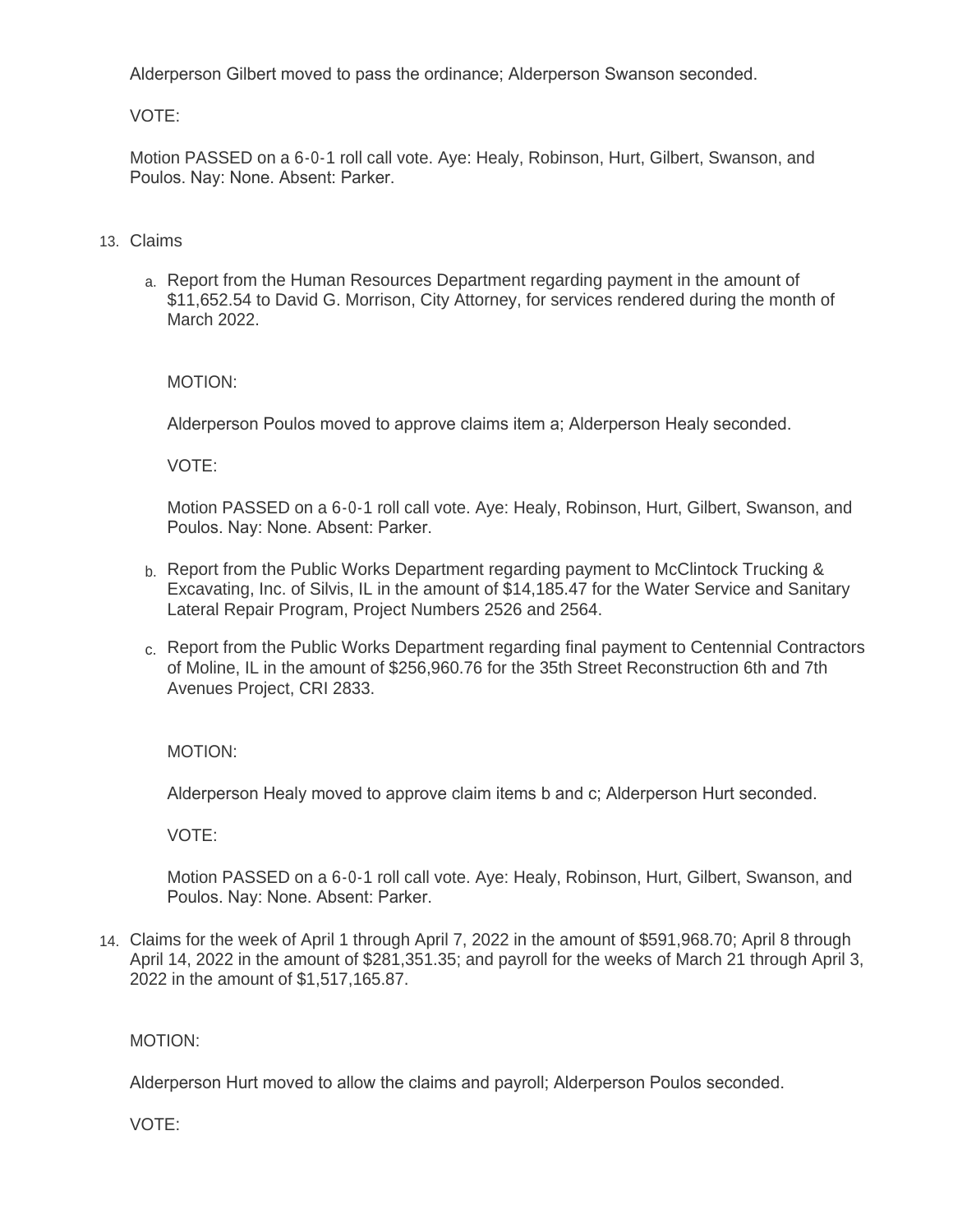Alderperson Gilbert moved to pass the ordinance; Alderperson Swanson seconded.

VOTE:

Motion PASSED on a 6-0-1 roll call vote. Aye: Healy, Robinson, Hurt, Gilbert, Swanson, and Poulos. Nay: None. Absent: Parker.

13. Claims

    a. Report from the Human Resources Department regarding payment in the amount of $11,652.54 to David G. Morrison, City Attorney, for services rendered during the month of March 2022.

    MOTION:

    Alderperson Poulos moved to approve claims item a; Alderperson Healy seconded.

    VOTE:

    Motion PASSED on a 6-0-1 roll call vote. Aye: Healy, Robinson, Hurt, Gilbert, Swanson, and Poulos. Nay: None. Absent: Parker.

    b. Report from the Public Works Department regarding payment to McClintock Trucking & Excavating, Inc. of Silvis, IL in the amount of $14,185.47 for the Water Service and Sanitary Lateral Repair Program, Project Numbers 2526 and 2564.

    c. Report from the Public Works Department regarding final payment to Centennial Contractors of Moline, IL in the amount of $256,960.76 for the 35th Street Reconstruction 6th and 7th Avenues Project, CRI 2833.

    MOTION:

    Alderperson Healy moved to approve claim items b and c; Alderperson Hurt seconded.

    VOTE:

    Motion PASSED on a 6-0-1 roll call vote. Aye: Healy, Robinson, Hurt, Gilbert, Swanson, and Poulos. Nay: None. Absent: Parker.

14. Claims for the week of April 1 through April 7, 2022 in the amount of $591,968.70; April 8 through April 14, 2022 in the amount of $281,351.35; and payroll for the weeks of March 21 through April 3, 2022 in the amount of $1,517,165.87.

MOTION:

Alderperson Hurt moved to allow the claims and payroll; Alderperson Poulos seconded.

VOTE: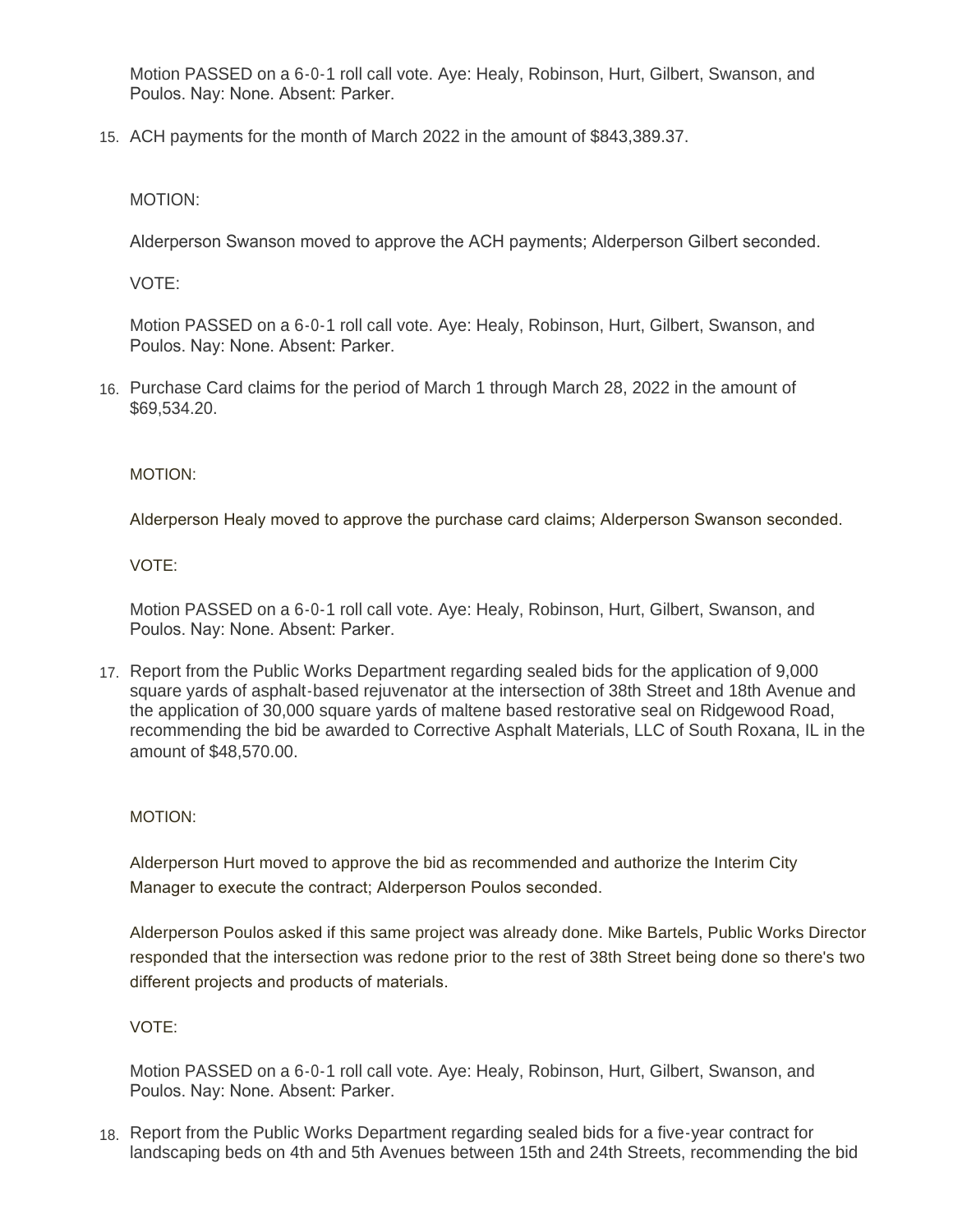Motion PASSED on a 6-0-1 roll call vote. Aye: Healy, Robinson, Hurt, Gilbert, Swanson, and Poulos. Nay: None. Absent: Parker.

15. ACH payments for the month of March 2022 in the amount of $843,389.37.

    MOTION:

    Alderperson Swanson moved to approve the ACH payments; Alderperson Gilbert seconded.

    VOTE:

    Motion PASSED on a 6-0-1 roll call vote. Aye: Healy, Robinson, Hurt, Gilbert, Swanson, and Poulos. Nay: None. Absent: Parker.

16. Purchase Card claims for the period of March 1 through March 28, 2022 in the amount of $69,534.20.

    MOTION:

    Alderperson Healy moved to approve the purchase card claims; Alderperson Swanson seconded.

    VOTE:

    Motion PASSED on a 6-0-1 roll call vote. Aye: Healy, Robinson, Hurt, Gilbert, Swanson, and Poulos. Nay: None. Absent: Parker.

17. Report from the Public Works Department regarding sealed bids for the application of 9,000 square yards of asphalt-based rejuvenator at the intersection of 38th Street and 18th Avenue and the application of 30,000 square yards of maltene based restorative seal on Ridgewood Road, recommending the bid be awarded to Corrective Asphalt Materials, LLC of South Roxana, IL in the amount of $48,570.00.

    MOTION:

    Alderperson Hurt moved to approve the bid as recommended and authorize the Interim City Manager to execute the contract; Alderperson Poulos seconded.

    Alderperson Poulos asked if this same project was already done. Mike Bartels, Public Works Director responded that the intersection was redone prior to the rest of 38th Street being done so there's two different projects and products of materials.

    VOTE:

    Motion PASSED on a 6-0-1 roll call vote. Aye: Healy, Robinson, Hurt, Gilbert, Swanson, and Poulos. Nay: None. Absent: Parker.

18. Report from the Public Works Department regarding sealed bids for a five-year contract for landscaping beds on 4th and 5th Avenues between 15th and 24th Streets, recommending the bid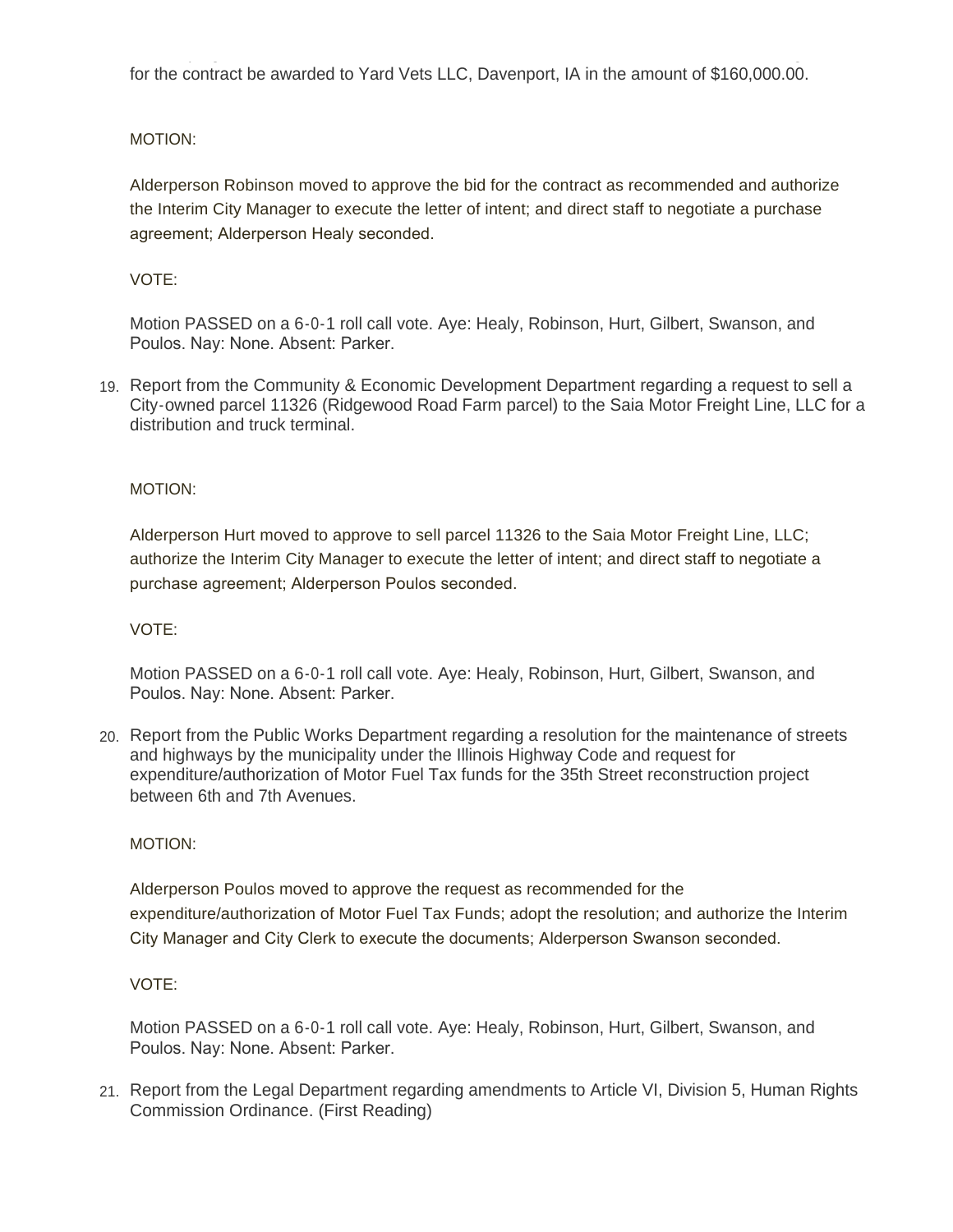for the contract be awarded to Yard Vets LLC, Davenport, IA in the amount of $160,000.00.

MOTION:

Alderperson Robinson moved to approve the bid for the contract as recommended and authorize the Interim City Manager to execute the letter of intent; and direct staff to negotiate a purchase agreement; Alderperson Healy seconded.

VOTE:

Motion PASSED on a 6-0-1 roll call vote. Aye: Healy, Robinson, Hurt, Gilbert, Swanson, and Poulos. Nay: None. Absent: Parker.

19. Report from the Community & Economic Development Department regarding a request to sell a City-owned parcel 11326 (Ridgewood Road Farm parcel) to the Saia Motor Freight Line, LLC for a distribution and truck terminal.

MOTION:

Alderperson Hurt moved to approve to sell parcel 11326 to the Saia Motor Freight Line, LLC; authorize the Interim City Manager to execute the letter of intent; and direct staff to negotiate a purchase agreement; Alderperson Poulos seconded.

VOTE:

Motion PASSED on a 6-0-1 roll call vote. Aye: Healy, Robinson, Hurt, Gilbert, Swanson, and Poulos. Nay: None. Absent: Parker.

20. Report from the Public Works Department regarding a resolution for the maintenance of streets and highways by the municipality under the Illinois Highway Code and request for expenditure/authorization of Motor Fuel Tax funds for the 35th Street reconstruction project between 6th and 7th Avenues.

MOTION:

Alderperson Poulos moved to approve the request as recommended for the expenditure/authorization of Motor Fuel Tax Funds; adopt the resolution; and authorize the Interim City Manager and City Clerk to execute the documents; Alderperson Swanson seconded.

VOTE:

Motion PASSED on a 6-0-1 roll call vote. Aye: Healy, Robinson, Hurt, Gilbert, Swanson, and Poulos. Nay: None. Absent: Parker.

21. Report from the Legal Department regarding amendments to Article VI, Division 5, Human Rights Commission Ordinance. (First Reading)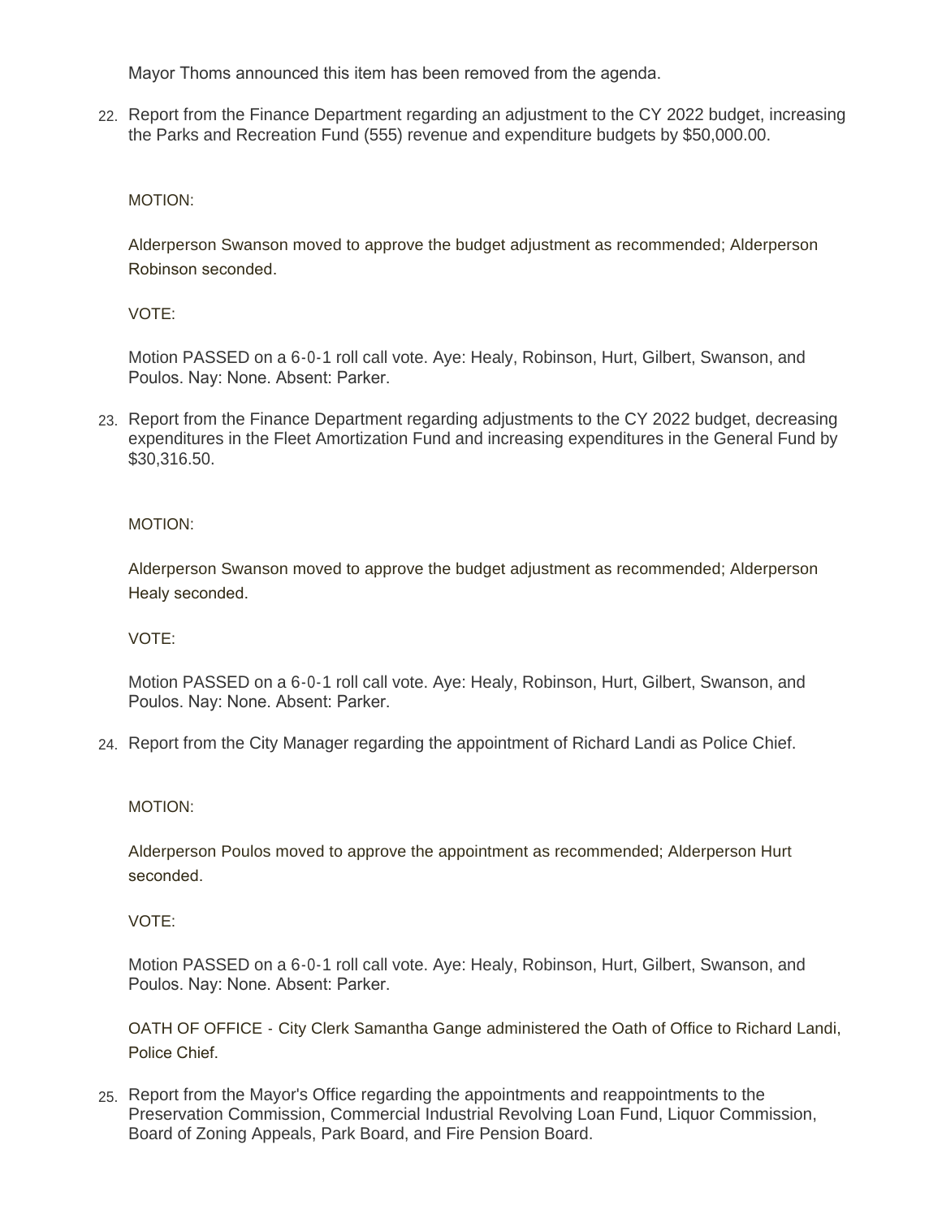Mayor Thoms announced this item has been removed from the agenda.

22. Report from the Finance Department regarding an adjustment to the CY 2022 budget, increasing the Parks and Recreation Fund (555) revenue and expenditure budgets by $50,000.00.

    MOTION:

    Alderperson Swanson moved to approve the budget adjustment as recommended; Alderperson Robinson seconded.

    VOTE:

    Motion PASSED on a 6-0-1 roll call vote. Aye: Healy, Robinson, Hurt, Gilbert, Swanson, and Poulos. Nay: None. Absent: Parker.

23. Report from the Finance Department regarding adjustments to the CY 2022 budget, decreasing expenditures in the Fleet Amortization Fund and increasing expenditures in the General Fund by $30,316.50.

    MOTION:

    Alderperson Swanson moved to approve the budget adjustment as recommended; Alderperson Healy seconded.

    VOTE:

    Motion PASSED on a 6-0-1 roll call vote. Aye: Healy, Robinson, Hurt, Gilbert, Swanson, and Poulos. Nay: None. Absent: Parker.

24. Report from the City Manager regarding the appointment of Richard Landi as Police Chief.

    MOTION:

    Alderperson Poulos moved to approve the appointment as recommended; Alderperson Hurt seconded.

    VOTE:

    Motion PASSED on a 6-0-1 roll call vote. Aye: Healy, Robinson, Hurt, Gilbert, Swanson, and Poulos. Nay: None. Absent: Parker.

    OATH OF OFFICE - City Clerk Samantha Gange administered the Oath of Office to Richard Landi, Police Chief.

25. Report from the Mayor's Office regarding the appointments and reappointments to the Preservation Commission, Commercial Industrial Revolving Loan Fund, Liquor Commission, Board of Zoning Appeals, Park Board, and Fire Pension Board.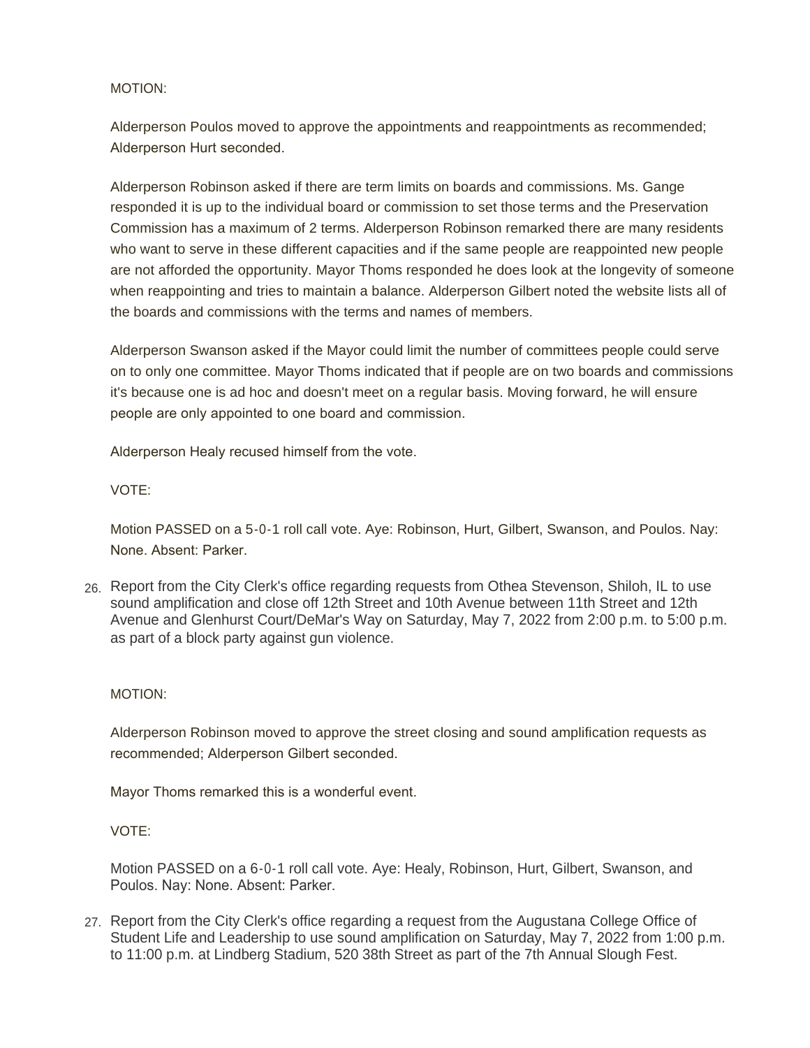MOTION:

Alderperson Poulos moved to approve the appointments and reappointments as recommended; Alderperson Hurt seconded.

Alderperson Robinson asked if there are term limits on boards and commissions. Ms. Gange responded it is up to the individual board or commission to set those terms and the Preservation Commission has a maximum of 2 terms. Alderperson Robinson remarked there are many residents who want to serve in these different capacities and if the same people are reappointed new people are not afforded the opportunity. Mayor Thoms responded he does look at the longevity of someone when reappointing and tries to maintain a balance. Alderperson Gilbert noted the website lists all of the boards and commissions with the terms and names of members.

Alderperson Swanson asked if the Mayor could limit the number of committees people could serve on to only one committee. Mayor Thoms indicated that if people are on two boards and commissions it's because one is ad hoc and doesn't meet on a regular basis. Moving forward, he will ensure people are only appointed to one board and commission.

Alderperson Healy recused himself from the vote.

VOTE:

Motion PASSED on a 5-0-1 roll call vote. Aye: Robinson, Hurt, Gilbert, Swanson, and Poulos. Nay: None. Absent: Parker.

26. Report from the City Clerk's office regarding requests from Othea Stevenson, Shiloh, IL to use sound amplification and close off 12th Street and 10th Avenue between 11th Street and 12th Avenue and Glenhurst Court/DeMar's Way on Saturday, May 7, 2022 from 2:00 p.m. to 5:00 p.m. as part of a block party against gun violence.

MOTION:

Alderperson Robinson moved to approve the street closing and sound amplification requests as recommended; Alderperson Gilbert seconded.

Mayor Thoms remarked this is a wonderful event.

VOTE:

Motion PASSED on a 6-0-1 roll call vote. Aye: Healy, Robinson, Hurt, Gilbert, Swanson, and Poulos. Nay: None. Absent: Parker.

27. Report from the City Clerk's office regarding a request from the Augustana College Office of Student Life and Leadership to use sound amplification on Saturday, May 7, 2022 from 1:00 p.m. to 11:00 p.m. at Lindberg Stadium, 520 38th Street as part of the 7th Annual Slough Fest.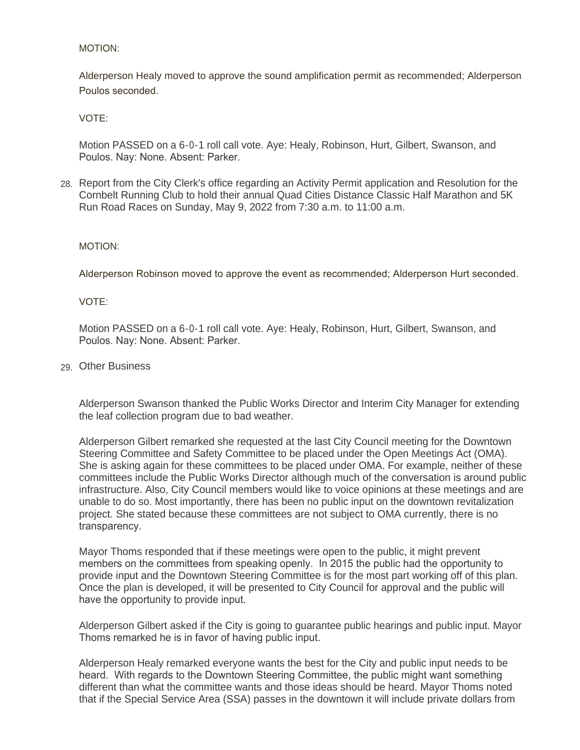MOTION:

Alderperson Healy moved to approve the sound amplification permit as recommended; Alderperson Poulos seconded.

VOTE:

Motion PASSED on a 6-0-1 roll call vote. Aye: Healy, Robinson, Hurt, Gilbert, Swanson, and Poulos. Nay: None. Absent: Parker.

28. Report from the City Clerk's office regarding an Activity Permit application and Resolution for the Cornbelt Running Club to hold their annual Quad Cities Distance Classic Half Marathon and 5K Run Road Races on Sunday, May 9, 2022 from 7:30 a.m. to 11:00 a.m.

MOTION:

Alderperson Robinson moved to approve the event as recommended; Alderperson Hurt seconded.

VOTE:

Motion PASSED on a 6-0-1 roll call vote. Aye: Healy, Robinson, Hurt, Gilbert, Swanson, and Poulos. Nay: None. Absent: Parker.

29. Other Business

Alderperson Swanson thanked the Public Works Director and Interim City Manager for extending the leaf collection program due to bad weather.

Alderperson Gilbert remarked she requested at the last City Council meeting for the Downtown Steering Committee and Safety Committee to be placed under the Open Meetings Act (OMA). She is asking again for these committees to be placed under OMA. For example, neither of these committees include the Public Works Director although much of the conversation is around public infrastructure. Also, City Council members would like to voice opinions at these meetings and are unable to do so. Most importantly, there has been no public input on the downtown revitalization project. She stated because these committees are not subject to OMA currently, there is no transparency.

Mayor Thoms responded that if these meetings were open to the public, it might prevent members on the committees from speaking openly. In 2015 the public had the opportunity to provide input and the Downtown Steering Committee is for the most part working off of this plan. Once the plan is developed, it will be presented to City Council for approval and the public will have the opportunity to provide input.

Alderperson Gilbert asked if the City is going to guarantee public hearings and public input. Mayor Thoms remarked he is in favor of having public input.

Alderperson Healy remarked everyone wants the best for the City and public input needs to be heard. With regards to the Downtown Steering Committee, the public might want something different than what the committee wants and those ideas should be heard. Mayor Thoms noted that if the Special Service Area (SSA) passes in the downtown it will include private dollars from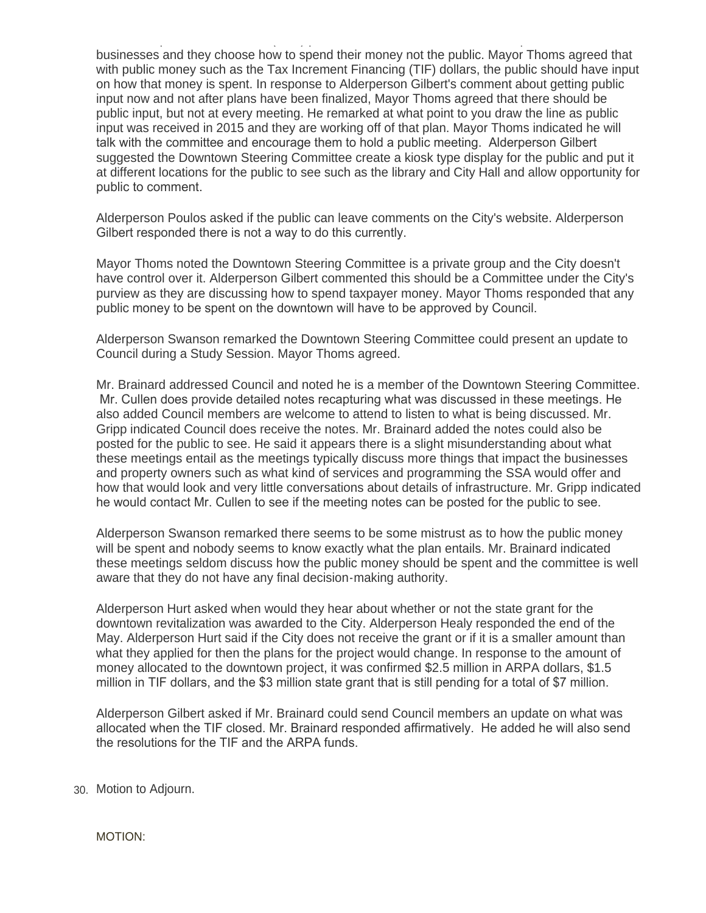businesses and they choose how to spend their money not the public. Mayor Thoms agreed that with public money such as the Tax Increment Financing (TIF) dollars, the public should have input on how that money is spent. In response to Alderperson Gilbert's comment about getting public input now and not after plans have been finalized, Mayor Thoms agreed that there should be public input, but not at every meeting. He remarked at what point to you draw the line as public input was received in 2015 and they are working off of that plan. Mayor Thoms indicated he will talk with the committee and encourage them to hold a public meeting. Alderperson Gilbert suggested the Downtown Steering Committee create a kiosk type display for the public and put it at different locations for the public to see such as the library and City Hall and allow opportunity for public to comment.

Alderperson Poulos asked if the public can leave comments on the City's website. Alderperson Gilbert responded there is not a way to do this currently.

Mayor Thoms noted the Downtown Steering Committee is a private group and the City doesn't have control over it. Alderperson Gilbert commented this should be a Committee under the City's purview as they are discussing how to spend taxpayer money. Mayor Thoms responded that any public money to be spent on the downtown will have to be approved by Council.

Alderperson Swanson remarked the Downtown Steering Committee could present an update to Council during a Study Session. Mayor Thoms agreed.

Mr. Brainard addressed Council and noted he is a member of the Downtown Steering Committee. Mr. Cullen does provide detailed notes recapturing what was discussed in these meetings. He also added Council members are welcome to attend to listen to what is being discussed. Mr. Gripp indicated Council does receive the notes. Mr. Brainard added the notes could also be posted for the public to see. He said it appears there is a slight misunderstanding about what these meetings entail as the meetings typically discuss more things that impact the businesses and property owners such as what kind of services and programming the SSA would offer and how that would look and very little conversations about details of infrastructure. Mr. Gripp indicated he would contact Mr. Cullen to see if the meeting notes can be posted for the public to see.

Alderperson Swanson remarked there seems to be some mistrust as to how the public money will be spent and nobody seems to know exactly what the plan entails. Mr. Brainard indicated these meetings seldom discuss how the public money should be spent and the committee is well aware that they do not have any final decision-making authority.

Alderperson Hurt asked when would they hear about whether or not the state grant for the downtown revitalization was awarded to the City. Alderperson Healy responded the end of the May. Alderperson Hurt said if the City does not receive the grant or if it is a smaller amount than what they applied for then the plans for the project would change. In response to the amount of money allocated to the downtown project, it was confirmed $2.5 million in ARPA dollars, $1.5 million in TIF dollars, and the $3 million state grant that is still pending for a total of $7 million.

Alderperson Gilbert asked if Mr. Brainard could send Council members an update on what was allocated when the TIF closed. Mr. Brainard responded affirmatively. He added he will also send the resolutions for the TIF and the ARPA funds.

30. Motion to Adjourn.

MOTION: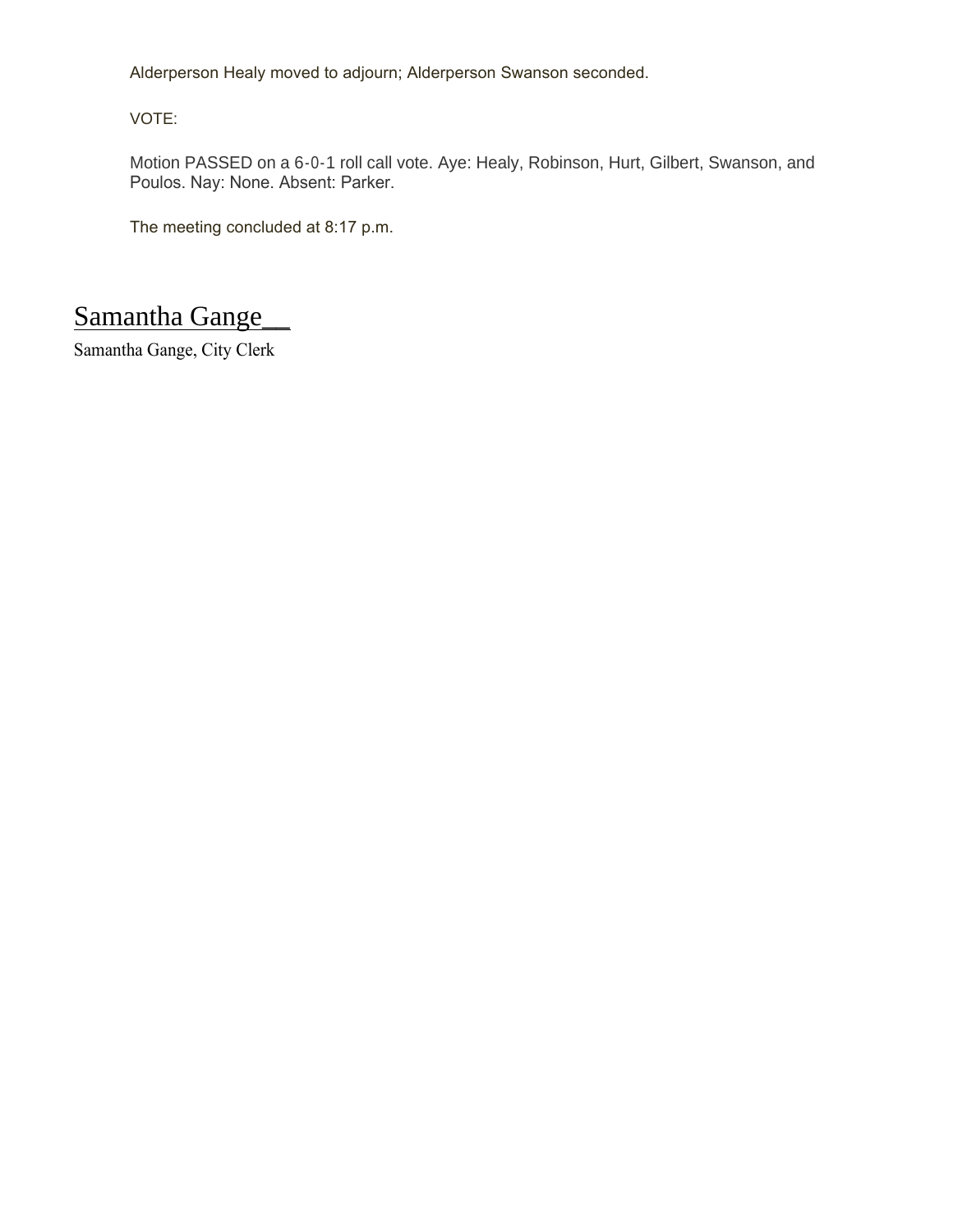Alderperson Healy moved to adjourn; Alderperson Swanson seconded.

VOTE:

Motion PASSED on a 6-0-1 roll call vote. Aye: Healy, Robinson, Hurt, Gilbert, Swanson, and Poulos. Nay: None. Absent: Parker.

The meeting concluded at 8:17 p.m.

Samantha Gange__

Samantha Gange, City Clerk